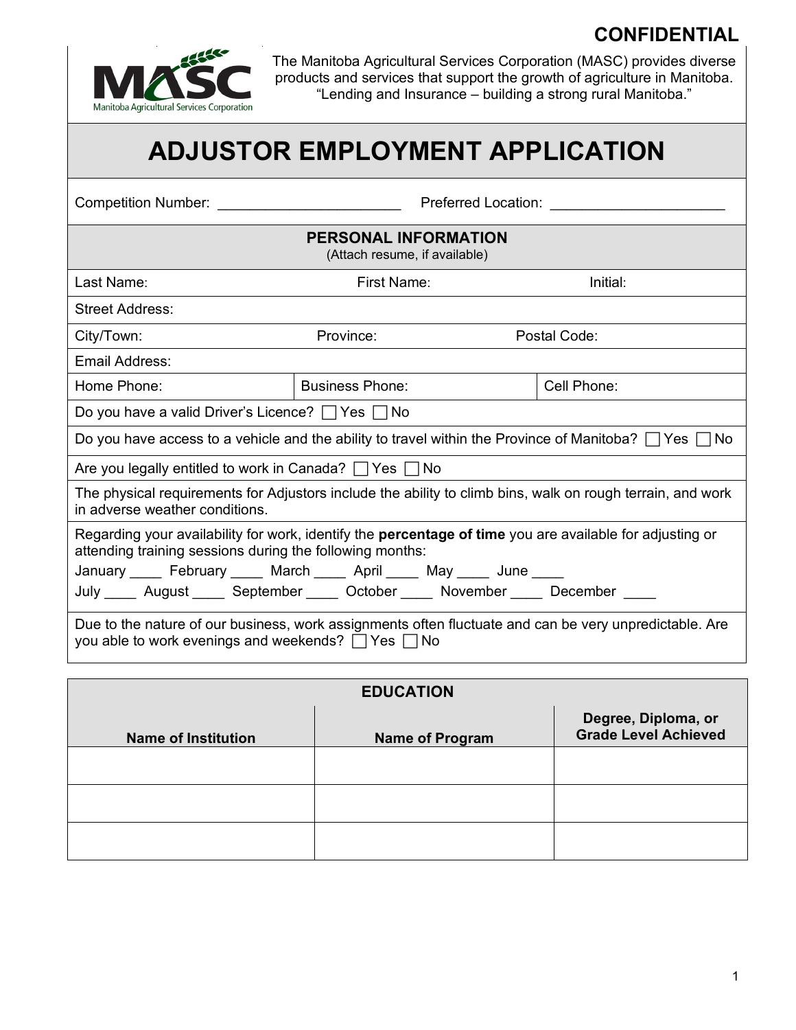**CONFIDENTIAL**

MASC
Manitoba Agricultural Services Corporation

The Manitoba Agricultural Services Corporation (MASC) provides diverse products and services that support the growth of agriculture in Manitoba. "Lending and Insurance – building a strong rural Manitoba."

# ADJUSTOR EMPLOYMENT APPLICATION

Competition Number: ______________________ Preferred Location: _____________________

## PERSONAL INFORMATION

(Attach resume, if available)

| Last Name: | First Name: | Initial: |
|---|---|---|
| Street Address: | | |
| City/Town: | Province: | Postal Code: |
| Email Address: | | |
| Home Phone: | Business Phone: | Cell Phone: |

Do you have a valid Driver's Licence? ☐ Yes ☐ No

Do you have access to a vehicle and the ability to travel within the Province of Manitoba? ☐ Yes ☐ No

Are you legally entitled to work in Canada? ☐ Yes ☐ No

The physical requirements for Adjustors include the ability to climb bins, walk on rough terrain, and work in adverse weather conditions.

Regarding your availability for work, identify the **percentage of time** you are available for adjusting or attending training sessions during the following months:

January ____ February ____ March ____ April ____ May ____ June ____

July ____ August ____ September ____ October ____ November ____ December ____

Due to the nature of our business, work assignments often fluctuate and can be very unpredictable. Are you able to work evenings and weekends? ☐ Yes ☐ No

## EDUCATION

| Name of Institution | Name of Program | Degree, Diploma, or Grade Level Achieved |
|---|---|---|
| | | |
| | | |
| | | |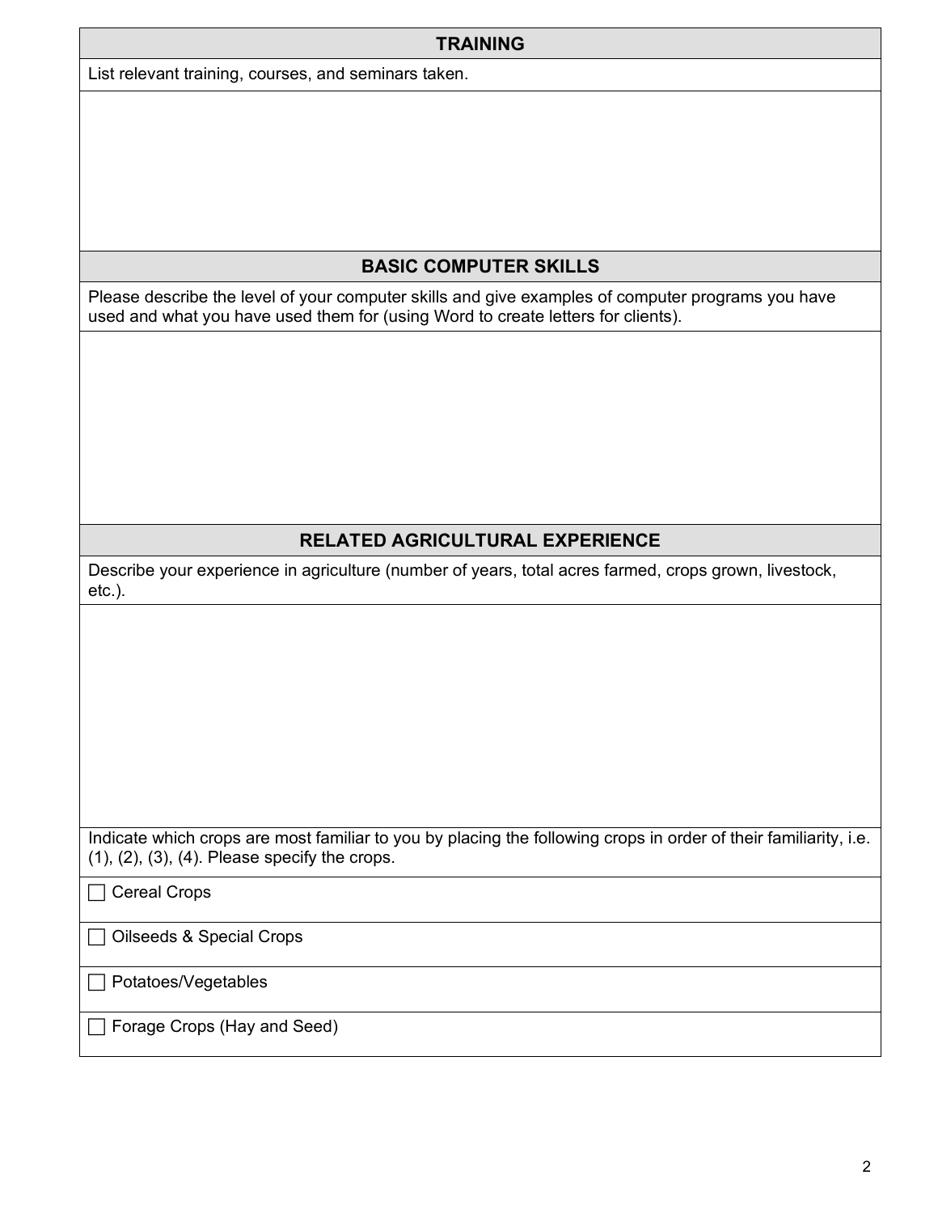## TRAINING

List relevant training, courses, and seminars taken.

## BASIC COMPUTER SKILLS

Please describe the level of your computer skills and give examples of computer programs you have used and what you have used them for (using Word to create letters for clients).

## RELATED AGRICULTURAL EXPERIENCE

Describe your experience in agriculture (number of years, total acres farmed, crops grown, livestock, etc.).

Indicate which crops are most familiar to you by placing the following crops in order of their familiarity, i.e. (1), (2), (3), (4). Please specify the crops.

☐ Cereal Crops

☐ Oilseeds & Special Crops

☐ Potatoes/Vegetables

☐ Forage Crops (Hay and Seed)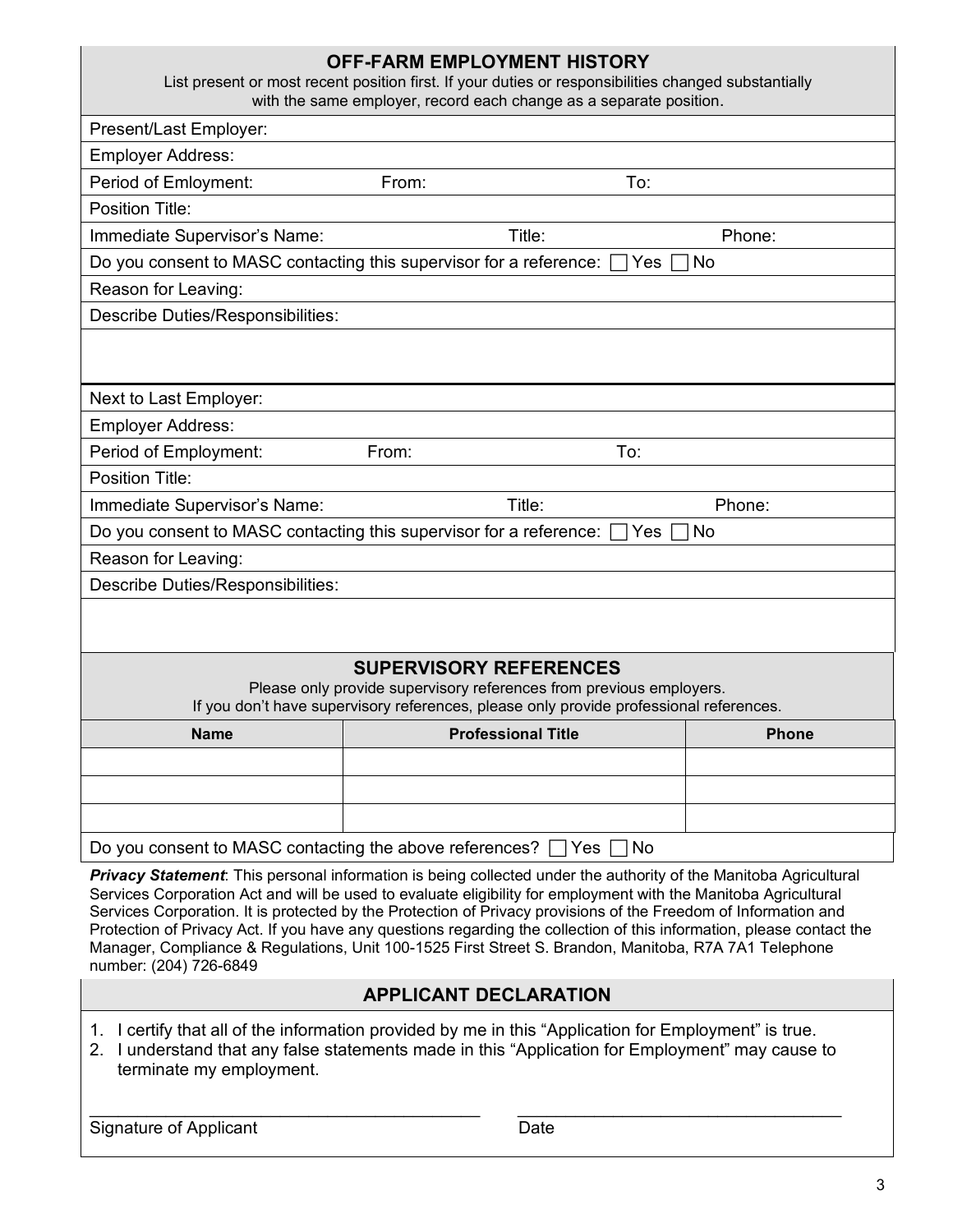## OFF-FARM EMPLOYMENT HISTORY

List present or most recent position first. If your duties or responsibilities changed substantially with the same employer, record each change as a separate position.

Present/Last Employer:

Employer Address:

Period of Emloyment: From: To:

Position Title:

Immediate Supervisor's Name: Title: Phone:

Do you consent to MASC contacting this supervisor for a reference: ☐ Yes ☐ No

Reason for Leaving:

Describe Duties/Responsibilities:

Next to Last Employer:

Employer Address:

Period of Employment: From: To:

Position Title:

Immediate Supervisor's Name: Title: Phone:

Do you consent to MASC contacting this supervisor for a reference: ☐ Yes ☐ No

Reason for Leaving:

Describe Duties/Responsibilities:

## SUPERVISORY REFERENCES

Please only provide supervisory references from previous employers.
If you don't have supervisory references, please only provide professional references.

| Name | Professional Title | Phone |
|---|---|---|
| | | |
| | | |
| | | |

Do you consent to MASC contacting the above references? ☐ Yes ☐ No

***Privacy Statement***: This personal information is being collected under the authority of the Manitoba Agricultural Services Corporation Act and will be used to evaluate eligibility for employment with the Manitoba Agricultural Services Corporation. It is protected by the Protection of Privacy provisions of the Freedom of Information and Protection of Privacy Act. If you have any questions regarding the collection of this information, please contact the Manager, Compliance & Regulations, Unit 100-1525 First Street S. Brandon, Manitoba, R7A 7A1 Telephone number: (204) 726-6849

## APPLICANT DECLARATION

1. I certify that all of the information provided by me in this "Application for Employment" is true.
2. I understand that any false statements made in this "Application for Employment" may cause to terminate my employment.

\_\_\_\_\_\_\_\_\_\_\_\_\_\_\_\_\_\_\_\_\_\_\_\_\_\_\_\_\_\_\_\_\_\_\_\_\_\_\_\_ \_\_\_\_\_\_\_\_\_\_\_\_\_\_\_\_\_\_\_\_\_\_\_\_\_\_\_\_\_\_\_\_\_\_\_\_

Signature of Applicant Date